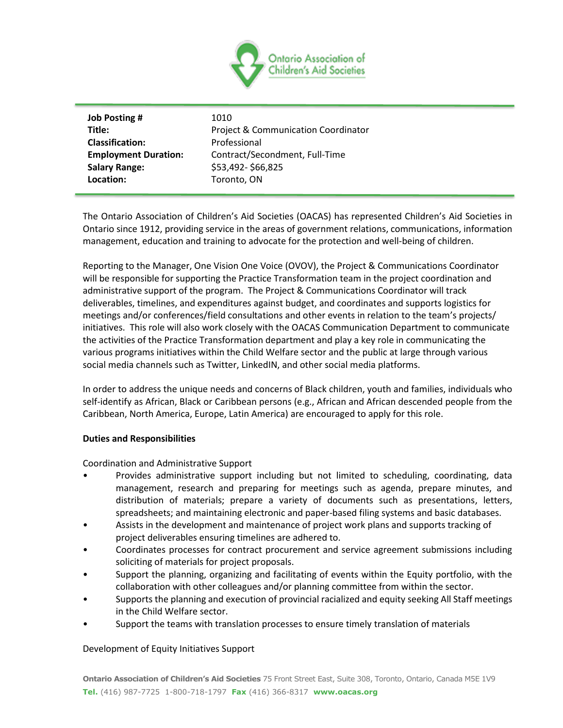Ontario Association of Children's Aid Societies

| | |
|---|---|
| **Job Posting #** | 1010 |
| **Title:** | Project & Communication Coordinator |
| **Classification:** | Professional |
| **Employment Duration:** | Contract/Secondment, Full-Time |
| **Salary Range:** | $53,492- $66,825 |
| **Location:** | Toronto, ON |

The Ontario Association of Children's Aid Societies (OACAS) has represented Children's Aid Societies in Ontario since 1912, providing service in the areas of government relations, communications, information management, education and training to advocate for the protection and well-being of children.

Reporting to the Manager, One Vision One Voice (OVOV), the Project & Communications Coordinator will be responsible for supporting the Practice Transformation team in the project coordination and administrative support of the program. The Project & Communications Coordinator will track deliverables, timelines, and expenditures against budget, and coordinates and supports logistics for meetings and/or conferences/field consultations and other events in relation to the team's projects/ initiatives. This role will also work closely with the OACAS Communication Department to communicate the activities of the Practice Transformation department and play a key role in communicating the various programs initiatives within the Child Welfare sector and the public at large through various social media channels such as Twitter, LinkedIN, and other social media platforms.

In order to address the unique needs and concerns of Black children, youth and families, individuals who self-identify as African, Black or Caribbean persons (e.g., African and African descended people from the Caribbean, North America, Europe, Latin America) are encouraged to apply for this role.

**Duties and Responsibilities**

Coordination and Administrative Support

- Provides administrative support including but not limited to scheduling, coordinating, data management, research and preparing for meetings such as agenda, prepare minutes, and distribution of materials; prepare a variety of documents such as presentations, letters, spreadsheets; and maintaining electronic and paper-based filing systems and basic databases.
- Assists in the development and maintenance of project work plans and supports tracking of project deliverables ensuring timelines are adhered to.
- Coordinates processes for contract procurement and service agreement submissions including soliciting of materials for project proposals.
- Support the planning, organizing and facilitating of events within the Equity portfolio, with the collaboration with other colleagues and/or planning committee from within the sector.
- Supports the planning and execution of provincial racialized and equity seeking All Staff meetings in the Child Welfare sector.
- Support the teams with translation processes to ensure timely translation of materials

Development of Equity Initiatives Support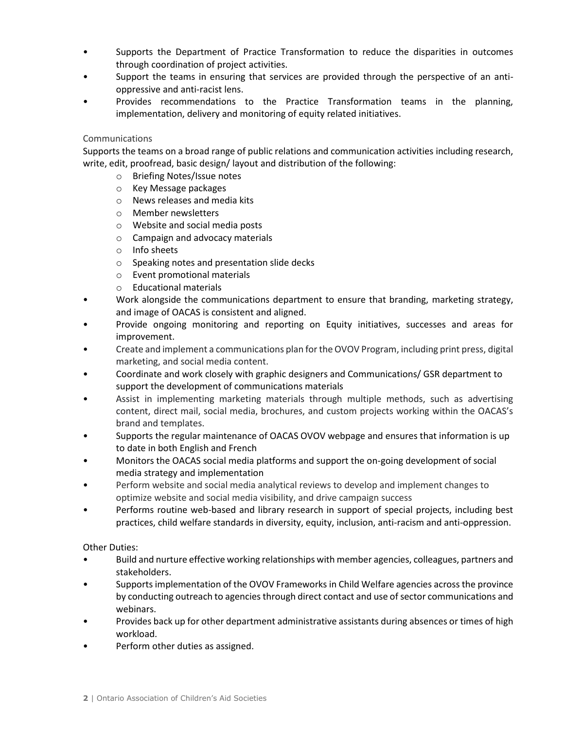- Supports the Department of Practice Transformation to reduce the disparities in outcomes through coordination of project activities.
- Support the teams in ensuring that services are provided through the perspective of an anti-oppressive and anti-racist lens.
- Provides recommendations to the Practice Transformation teams in the planning, implementation, delivery and monitoring of equity related initiatives.

### Communications

Supports the teams on a broad range of public relations and communication activities including research, write, edit, proofread, basic design/ layout and distribution of the following:

- Briefing Notes/Issue notes
- Key Message packages
- News releases and media kits
- Member newsletters
- Website and social media posts
- Campaign and advocacy materials
- Info sheets
- Speaking notes and presentation slide decks
- Event promotional materials
- Educational materials

- Work alongside the communications department to ensure that branding, marketing strategy, and image of OACAS is consistent and aligned.
- Provide ongoing monitoring and reporting on Equity initiatives, successes and areas for improvement.
- Create and implement a communications plan for the OVOV Program, including print press, digital marketing, and social media content.
- Coordinate and work closely with graphic designers and Communications/ GSR department to support the development of communications materials
- Assist in implementing marketing materials through multiple methods, such as advertising content, direct mail, social media, brochures, and custom projects working within the OACAS's brand and templates.
- Supports the regular maintenance of OACAS OVOV webpage and ensures that information is up to date in both English and French
- Monitors the OACAS social media platforms and support the on-going development of social media strategy and implementation
- Perform website and social media analytical reviews to develop and implement changes to optimize website and social media visibility, and drive campaign success
- Performs routine web-based and library research in support of special projects, including best practices, child welfare standards in diversity, equity, inclusion, anti-racism and anti-oppression.

Other Duties:

- Build and nurture effective working relationships with member agencies, colleagues, partners and stakeholders.
- Supports implementation of the OVOV Frameworks in Child Welfare agencies across the province by conducting outreach to agencies through direct contact and use of sector communications and webinars.
- Provides back up for other department administrative assistants during absences or times of high workload.
- Perform other duties as assigned.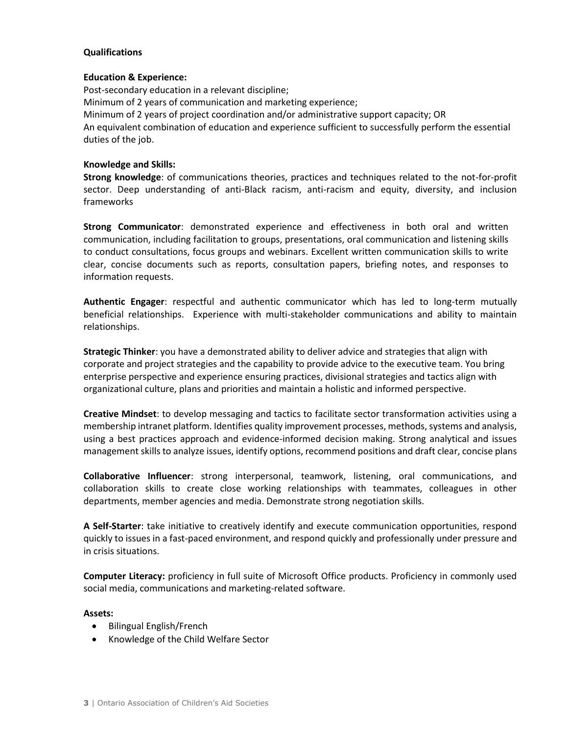**Qualifications**

**Education & Experience:**

Post-secondary education in a relevant discipline;
Minimum of 2 years of communication and marketing experience;
Minimum of 2 years of project coordination and/or administrative support capacity; OR
An equivalent combination of education and experience sufficient to successfully perform the essential duties of the job.

**Knowledge and Skills:**

**Strong knowledge**: of communications theories, practices and techniques related to the not-for-profit sector. Deep understanding of anti-Black racism, anti-racism and equity, diversity, and inclusion frameworks

**Strong Communicator**: demonstrated experience and effectiveness in both oral and written communication, including facilitation to groups, presentations, oral communication and listening skills to conduct consultations, focus groups and webinars. Excellent written communication skills to write clear, concise documents such as reports, consultation papers, briefing notes, and responses to information requests.

**Authentic Engager**: respectful and authentic communicator which has led to long-term mutually beneficial relationships. Experience with multi-stakeholder communications and ability to maintain relationships.

**Strategic Thinker**: you have a demonstrated ability to deliver advice and strategies that align with corporate and project strategies and the capability to provide advice to the executive team. You bring enterprise perspective and experience ensuring practices, divisional strategies and tactics align with organizational culture, plans and priorities and maintain a holistic and informed perspective.

**Creative Mindset**: to develop messaging and tactics to facilitate sector transformation activities using a membership intranet platform. Identifies quality improvement processes, methods, systems and analysis, using a best practices approach and evidence-informed decision making. Strong analytical and issues management skills to analyze issues, identify options, recommend positions and draft clear, concise plans

**Collaborative Influencer**: strong interpersonal, teamwork, listening, oral communications, and collaboration skills to create close working relationships with teammates, colleagues in other departments, member agencies and media. Demonstrate strong negotiation skills.

**A Self-Starter**: take initiative to creatively identify and execute communication opportunities, respond quickly to issues in a fast-paced environment, and respond quickly and professionally under pressure and in crisis situations.

**Computer Literacy:** proficiency in full suite of Microsoft Office products. Proficiency in commonly used social media, communications and marketing-related software.

**Assets:**

- Bilingual English/French
- Knowledge of the Child Welfare Sector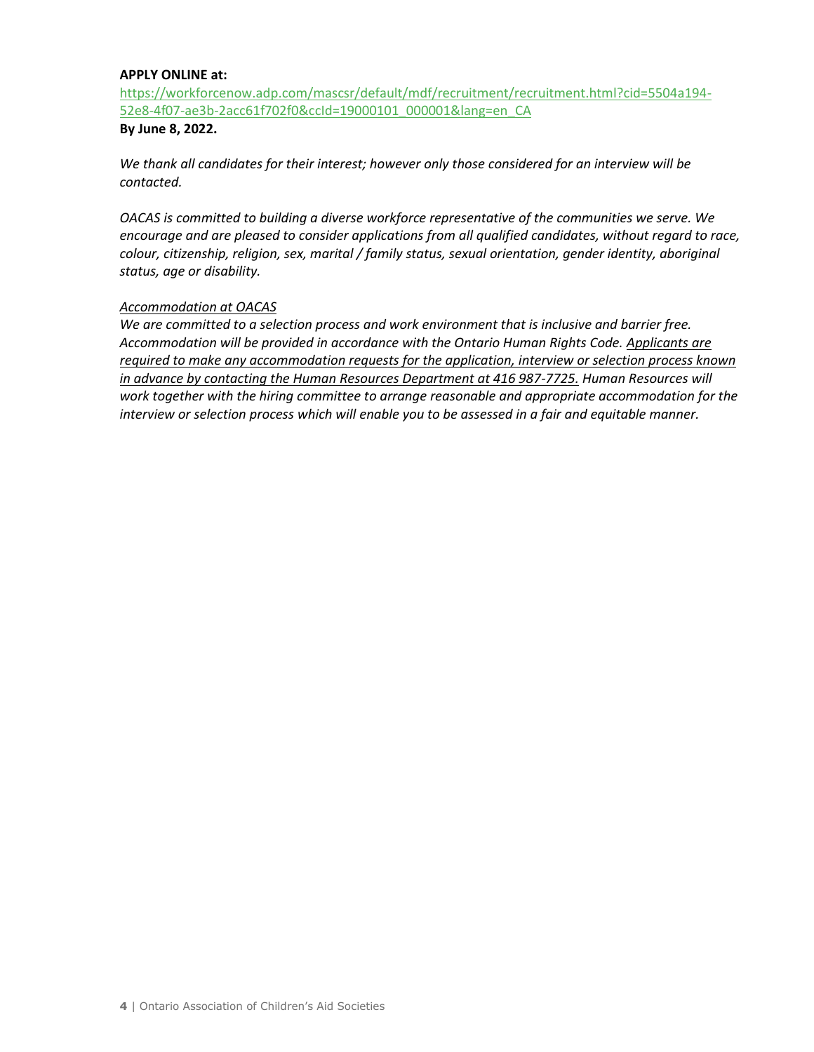**APPLY ONLINE at:**

https://workforcenow.adp.com/mascsr/default/mdf/recruitment/recruitment.html?cid=5504a194-52e8-4f07-ae3b-2acc61f702f0&ccId=19000101_000001&lang=en_CA

**By June 8, 2022.**

*We thank all candidates for their interest; however only those considered for an interview will be contacted.*

*OACAS is committed to building a diverse workforce representative of the communities we serve. We encourage and are pleased to consider applications from all qualified candidates, without regard to race, colour, citizenship, religion, sex, marital / family status, sexual orientation, gender identity, aboriginal status, age or disability.*

*Accommodation at OACAS*

*We are committed to a selection process and work environment that is inclusive and barrier free. Accommodation will be provided in accordance with the Ontario Human Rights Code. Applicants are required to make any accommodation requests for the application, interview or selection process known in advance by contacting the Human Resources Department at 416 987-7725. Human Resources will work together with the hiring committee to arrange reasonable and appropriate accommodation for the interview or selection process which will enable you to be assessed in a fair and equitable manner.*